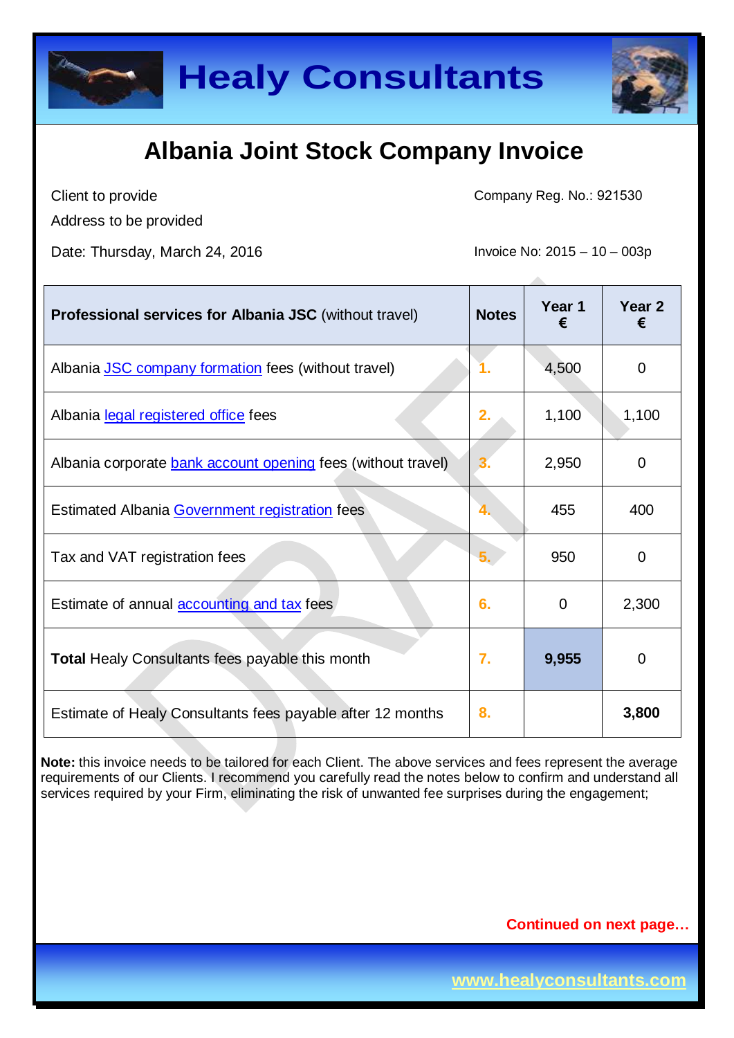# Healy Consultants

## Albania Joint Stock Company Invoice

Client to provide
Address to be provided

Company Reg. No.: 921530

Date: Thursday, March 24, 2016

Invoice No: 2015 – 10 – 003p

| **Professional services for Albania JSC** (without travel) | **Notes** | **Year 1 €** | **Year 2 €** |
|---|---|---|---|
| Albania JSC company formation fees (without travel) | 1. | 4,500 | 0 |
| Albania legal registered office fees | 2. | 1,100 | 1,100 |
| Albania corporate bank account opening fees (without travel) | 3. | 2,950 | 0 |
| Estimated Albania Government registration fees | 4. | 455 | 400 |
| Tax and VAT registration fees | 5. | 950 | 0 |
| Estimate of annual accounting and tax fees | 6. | 0 | 2,300 |
| **Total** Healy Consultants fees payable this month | 7. | **9,955** | 0 |
| Estimate of Healy Consultants fees payable after 12 months | 8. | | **3,800** |

**Note:** this invoice needs to be tailored for each Client. The above services and fees represent the average requirements of our Clients. I recommend you carefully read the notes below to confirm and understand all services required by your Firm, eliminating the risk of unwanted fee surprises during the engagement;

**Continued on next page…**

www.healyconsultants.com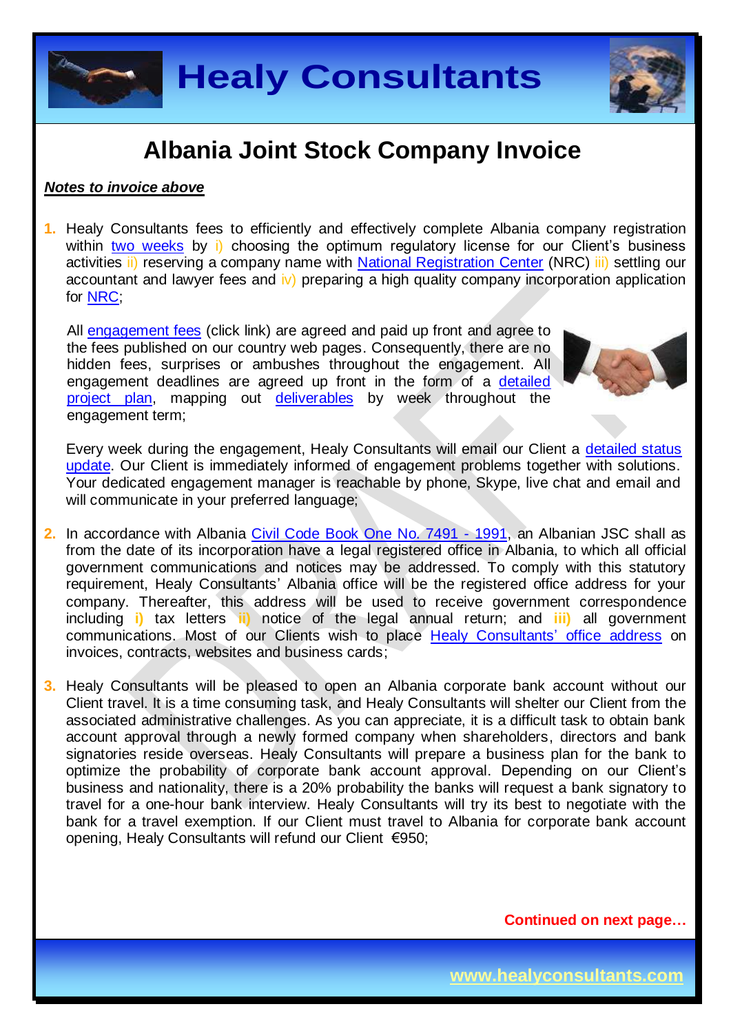# Albania Joint Stock Company Invoice

***Notes to invoice above***

1. Healy Consultants fees to efficiently and effectively complete Albania company registration within two weeks by i) choosing the optimum regulatory license for our Client's business activities ii) reserving a company name with National Registration Center (NRC) iii) settling our accountant and lawyer fees and iv) preparing a high quality company incorporation application for NRC;

   All engagement fees (click link) are agreed and paid up front and agree to the fees published on our country web pages. Consequently, there are no hidden fees, surprises or ambushes throughout the engagement. All engagement deadlines are agreed up front in the form of a detailed project plan, mapping out deliverables by week throughout the engagement term;

   Every week during the engagement, Healy Consultants will email our Client a detailed status update. Our Client is immediately informed of engagement problems together with solutions. Your dedicated engagement manager is reachable by phone, Skype, live chat and email and will communicate in your preferred language;

2. In accordance with Albania Civil Code Book One No. 7491 - 1991, an Albanian JSC shall as from the date of its incorporation have a legal registered office in Albania, to which all official government communications and notices may be addressed. To comply with this statutory requirement, Healy Consultants' Albania office will be the registered office address for your company. Thereafter, this address will be used to receive government correspondence including i) tax letters ii) notice of the legal annual return; and iii) all government communications. Most of our Clients wish to place Healy Consultants' office address on invoices, contracts, websites and business cards;

3. Healy Consultants will be pleased to open an Albania corporate bank account without our Client travel. It is a time consuming task, and Healy Consultants will shelter our Client from the associated administrative challenges. As you can appreciate, it is a difficult task to obtain bank account approval through a newly formed company when shareholders, directors and bank signatories reside overseas. Healy Consultants will prepare a business plan for the bank to optimize the probability of corporate bank account approval. Depending on our Client's business and nationality, there is a 20% probability the banks will request a bank signatory to travel for a one-hour bank interview. Healy Consultants will try its best to negotiate with the bank for a travel exemption. If our Client must travel to Albania for corporate bank account opening, Healy Consultants will refund our Client €950;

**Continued on next page…**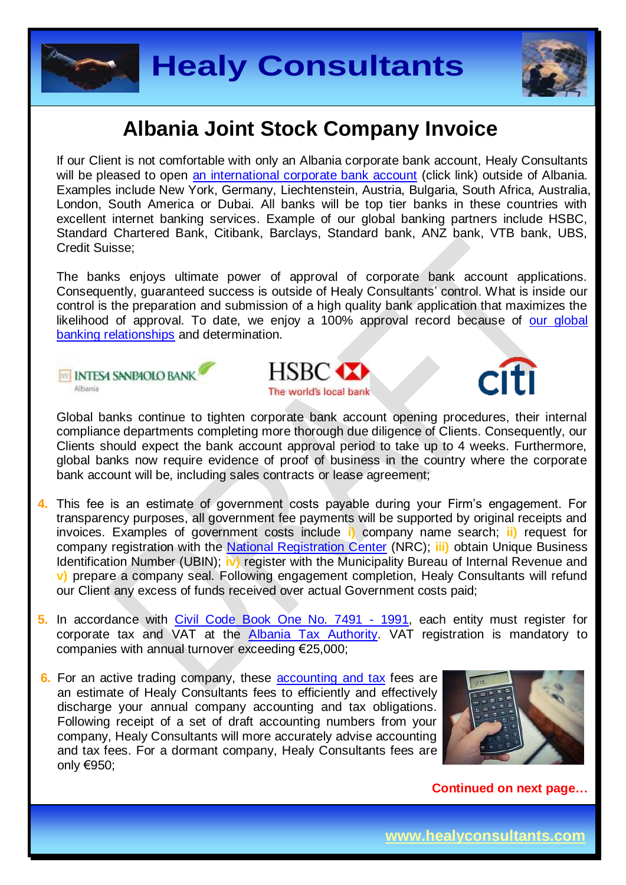# Albania Joint Stock Company Invoice

If our Client is not comfortable with only an Albania corporate bank account, Healy Consultants will be pleased to open an international corporate bank account (click link) outside of Albania. Examples include New York, Germany, Liechtenstein, Austria, Bulgaria, South Africa, Australia, London, South America or Dubai. All banks will be top tier banks in these countries with excellent internet banking services. Example of our global banking partners include HSBC, Standard Chartered Bank, Citibank, Barclays, Standard bank, ANZ bank, VTB bank, UBS, Credit Suisse;

The banks enjoys ultimate power of approval of corporate bank account applications. Consequently, guaranteed success is outside of Healy Consultants' control. What is inside our control is the preparation and submission of a high quality bank application that maximizes the likelihood of approval. To date, we enjoy a 100% approval record because of our global banking relationships and determination.

Global banks continue to tighten corporate bank account opening procedures, their internal compliance departments completing more thorough due diligence of Clients. Consequently, our Clients should expect the bank account approval period to take up to 4 weeks. Furthermore, global banks now require evidence of proof of business in the country where the corporate bank account will be, including sales contracts or lease agreement;

4. This fee is an estimate of government costs payable during your Firm's engagement. For transparency purposes, all government fee payments will be supported by original receipts and invoices. Examples of government costs include **i)** company name search; **ii)** request for company registration with the National Registration Center (NRC); **iii)** obtain Unique Business Identification Number (UBIN); **iv)** register with the Municipality Bureau of Internal Revenue and **v)** prepare a company seal. Following engagement completion, Healy Consultants will refund our Client any excess of funds received over actual Government costs paid;

5. In accordance with Civil Code Book One No. 7491 - 1991, each entity must register for corporate tax and VAT at the Albania Tax Authority. VAT registration is mandatory to companies with annual turnover exceeding €25,000;

6. For an active trading company, these accounting and tax fees are an estimate of Healy Consultants fees to efficiently and effectively discharge your annual company accounting and tax obligations. Following receipt of a set of draft accounting numbers from your company, Healy Consultants will more accurately advise accounting and tax fees. For a dormant company, Healy Consultants fees are only €950;

**Continued on next page…**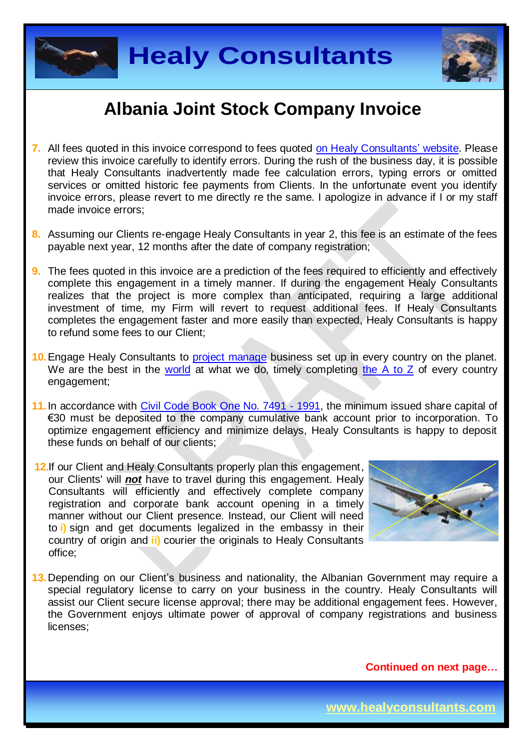# Albania Joint Stock Company Invoice

7. All fees quoted in this invoice correspond to fees quoted on Healy Consultants' website. Please review this invoice carefully to identify errors. During the rush of the business day, it is possible that Healy Consultants inadvertently made fee calculation errors, typing errors or omitted services or omitted historic fee payments from Clients. In the unfortunate event you identify invoice errors, please revert to me directly re the same. I apologize in advance if I or my staff made invoice errors;

8. Assuming our Clients re-engage Healy Consultants in year 2, this fee is an estimate of the fees payable next year, 12 months after the date of company registration;

9. The fees quoted in this invoice are a prediction of the fees required to efficiently and effectively complete this engagement in a timely manner. If during the engagement Healy Consultants realizes that the project is more complex than anticipated, requiring a large additional investment of time, my Firm will revert to request additional fees. If Healy Consultants completes the engagement faster and more easily than expected, Healy Consultants is happy to refund some fees to our Client;

10. Engage Healy Consultants to project manage business set up in every country on the planet. We are the best in the world at what we do, timely completing the A to Z of every country engagement;

11. In accordance with Civil Code Book One No. 7491 - 1991, the minimum issued share capital of €30 must be deposited to the company cumulative bank account prior to incorporation. To optimize engagement efficiency and minimize delays, Healy Consultants is happy to deposit these funds on behalf of our clients;

12. If our Client and Healy Consultants properly plan this engagement, our Clients' will ***not*** have to travel during this engagement. Healy Consultants will efficiently and effectively complete company registration and corporate bank account opening in a timely manner without our Client presence. Instead, our Client will need to **i)** sign and get documents legalized in the embassy in their country of origin and **ii)** courier the originals to Healy Consultants office;

13. Depending on our Client's business and nationality, the Albanian Government may require a special regulatory license to carry on your business in the country. Healy Consultants will assist our Client secure license approval; there may be additional engagement fees. However, the Government enjoys ultimate power of approval of company registrations and business licenses;

**Continued on next page…**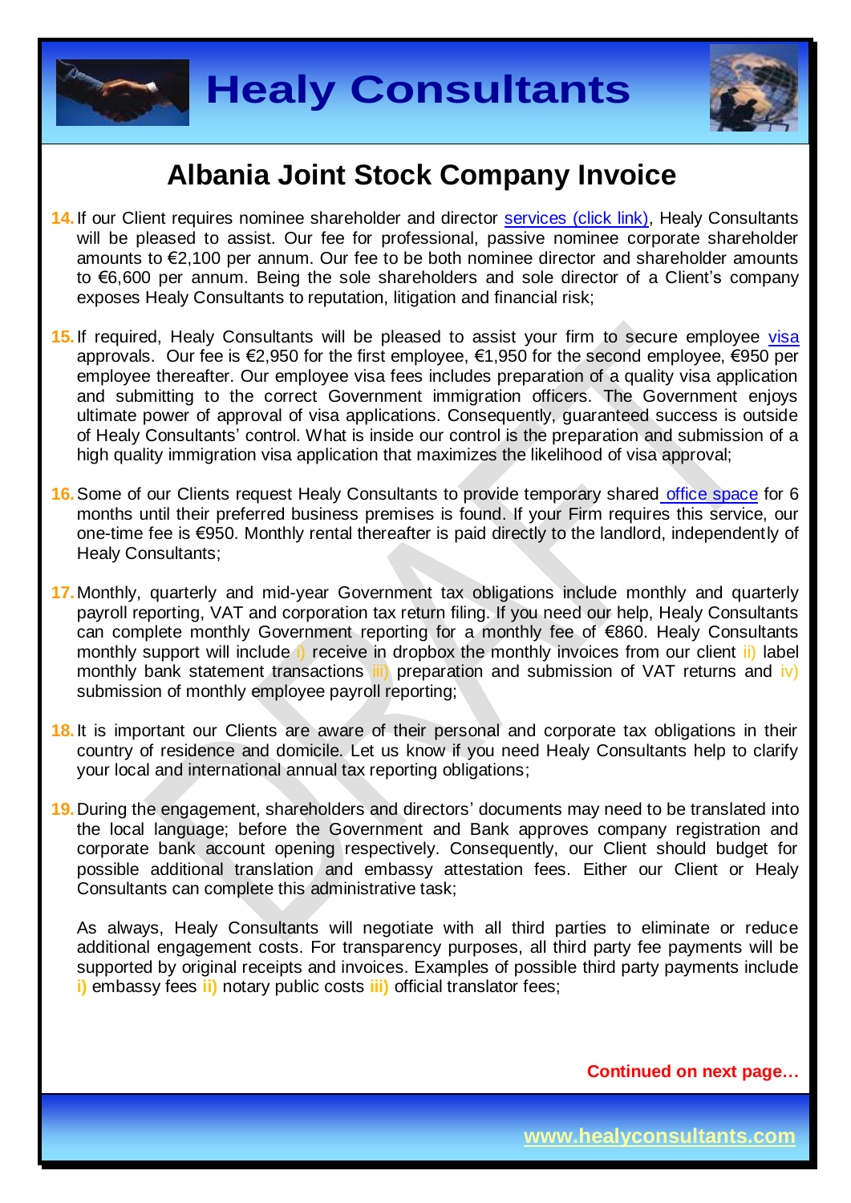# Albania Joint Stock Company Invoice

14. If our Client requires nominee shareholder and director [services (click link)](), Healy Consultants will be pleased to assist. Our fee for professional, passive nominee corporate shareholder amounts to €2,100 per annum. Our fee to be both nominee director and shareholder amounts to €6,600 per annum. Being the sole shareholders and sole director of a Client's company exposes Healy Consultants to reputation, litigation and financial risk;

15. If required, Healy Consultants will be pleased to assist your firm to secure employee [visa]() approvals. Our fee is €2,950 for the first employee, €1,950 for the second employee, €950 per employee thereafter. Our employee visa fees includes preparation of a quality visa application and submitting to the correct Government immigration officers. The Government enjoys ultimate power of approval of visa applications. Consequently, guaranteed success is outside of Healy Consultants' control. What is inside our control is the preparation and submission of a high quality immigration visa application that maximizes the likelihood of visa approval;

16. Some of our Clients request Healy Consultants to provide temporary shared [office space]() for 6 months until their preferred business premises is found. If your Firm requires this service, our one-time fee is €950. Monthly rental thereafter is paid directly to the landlord, independently of Healy Consultants;

17. Monthly, quarterly and mid-year Government tax obligations include monthly and quarterly payroll reporting, VAT and corporation tax return filing. If you need our help, Healy Consultants can complete monthly Government reporting for a monthly fee of €860. Healy Consultants monthly support will include i) receive in dropbox the monthly invoices from our client ii) label monthly bank statement transactions iii) preparation and submission of VAT returns and iv) submission of monthly employee payroll reporting;

18. It is important our Clients are aware of their personal and corporate tax obligations in their country of residence and domicile. Let us know if you need Healy Consultants help to clarify your local and international annual tax reporting obligations;

19. During the engagement, shareholders and directors' documents may need to be translated into the local language; before the Government and Bank approves company registration and corporate bank account opening respectively. Consequently, our Client should budget for possible additional translation and embassy attestation fees. Either our Client or Healy Consultants can complete this administrative task;

    As always, Healy Consultants will negotiate with all third parties to eliminate or reduce additional engagement costs. For transparency purposes, all third party fee payments will be supported by original receipts and invoices. Examples of possible third party payments include **i)** embassy fees **ii)** notary public costs **iii)** official translator fees;

**Continued on next page…**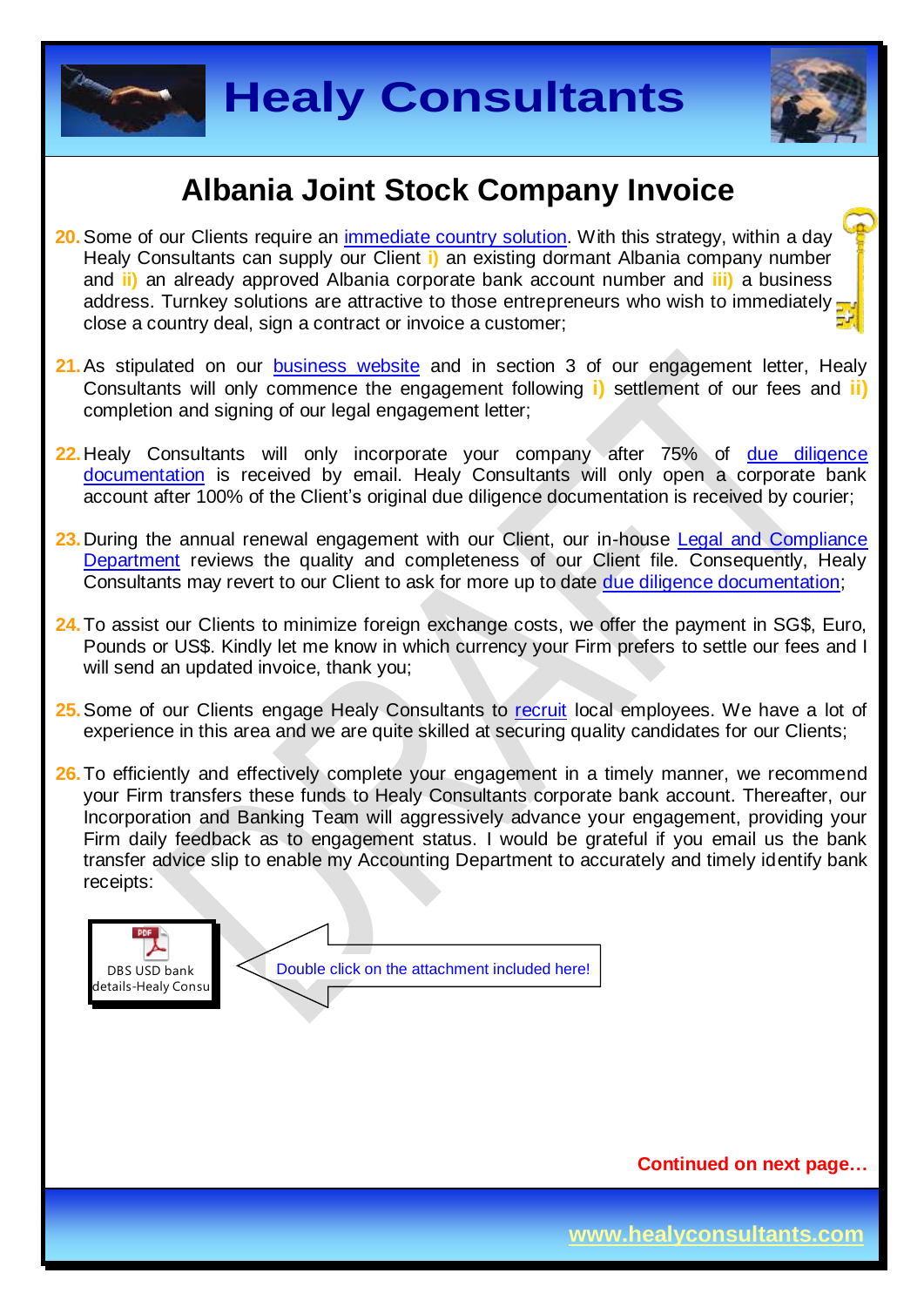# Albania Joint Stock Company Invoice

20. Some of our Clients require an immediate country solution. With this strategy, within a day Healy Consultants can supply our Client **i)** an existing dormant Albania company number and **ii)** an already approved Albania corporate bank account number and **iii)** a business address. Turnkey solutions are attractive to those entrepreneurs who wish to immediately close a country deal, sign a contract or invoice a customer;

21. As stipulated on our business website and in section 3 of our engagement letter, Healy Consultants will only commence the engagement following **i)** settlement of our fees and **ii)** completion and signing of our legal engagement letter;

22. Healy Consultants will only incorporate your company after 75% of due diligence documentation is received by email. Healy Consultants will only open a corporate bank account after 100% of the Client's original due diligence documentation is received by courier;

23. During the annual renewal engagement with our Client, our in-house Legal and Compliance Department reviews the quality and completeness of our Client file. Consequently, Healy Consultants may revert to our Client to ask for more up to date due diligence documentation;

24. To assist our Clients to minimize foreign exchange costs, we offer the payment in SG$, Euro, Pounds or US$. Kindly let me know in which currency your Firm prefers to settle our fees and I will send an updated invoice, thank you;

25. Some of our Clients engage Healy Consultants to recruit local employees. We have a lot of experience in this area and we are quite skilled at securing quality candidates for our Clients;

26. To efficiently and effectively complete your engagement in a timely manner, we recommend your Firm transfers these funds to Healy Consultants corporate bank account. Thereafter, our Incorporation and Banking Team will aggressively advance your engagement, providing your Firm daily feedback as to engagement status. I would be grateful if you email us the bank transfer advice slip to enable my Accounting Department to accurately and timely identify bank receipts:

DBS USD bank details-Healy Consu

Double click on the attachment included here!

**Continued on next page…**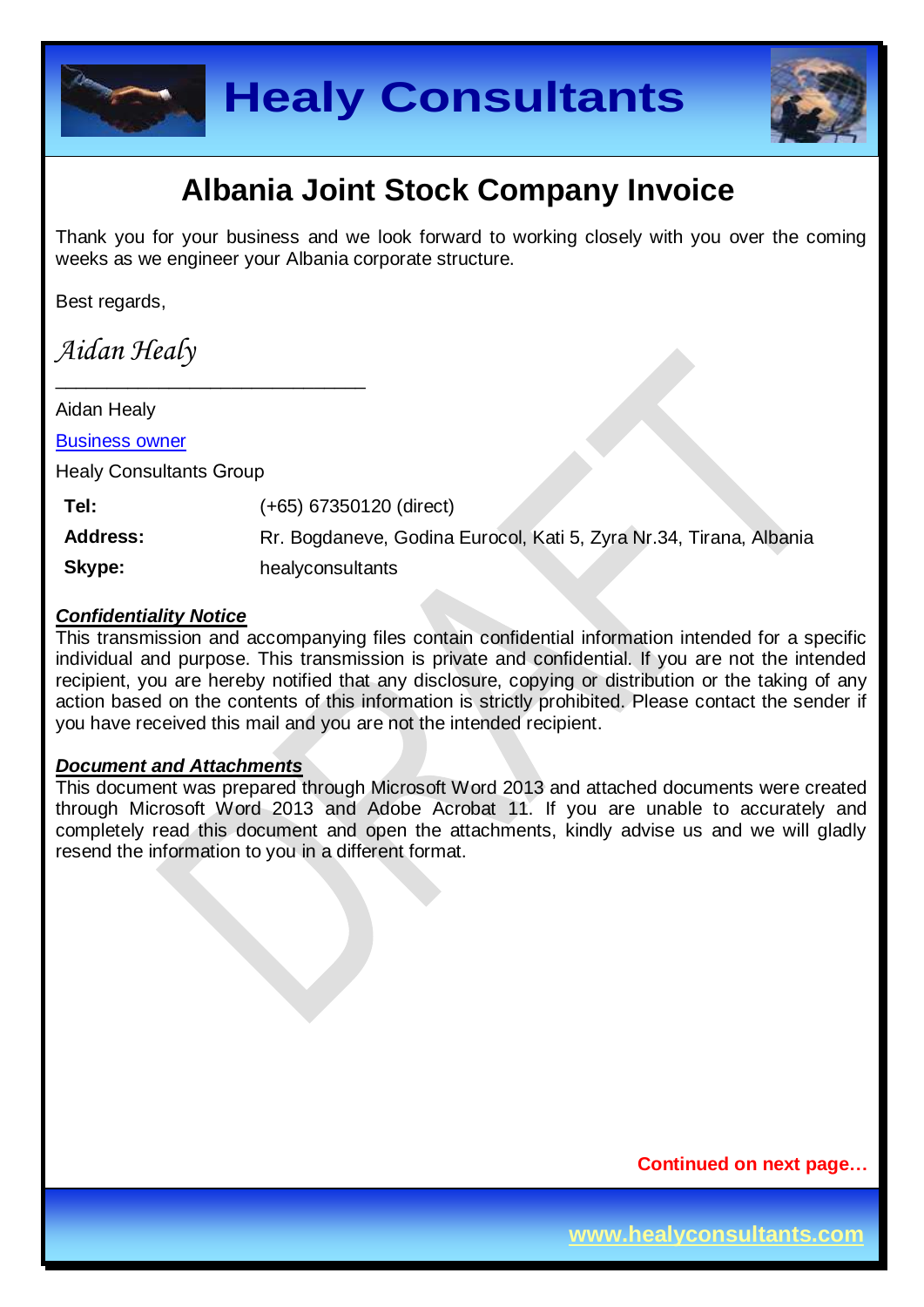# Albania Joint Stock Company Invoice

Thank you for your business and we look forward to working closely with you over the coming weeks as we engineer your Albania corporate structure.

Best regards,

*Aidan Healy*

\_\_\_\_\_\_\_\_\_\_\_\_\_\_\_\_\_\_\_\_\_\_\_\_\_\_\_\_\_\_

Aidan Healy

Business owner

Healy Consultants Group

| | |
|---|---|
| **Tel:** | (+65) 67350120 (direct) |
| **Address:** | Rr. Bogdaneve, Godina Eurocol, Kati 5, Zyra Nr.34, Tirana, Albania |
| **Skype:** | healyconsultants |

***Confidentiality Notice***

This transmission and accompanying files contain confidential information intended for a specific individual and purpose. This transmission is private and confidential. If you are not the intended recipient, you are hereby notified that any disclosure, copying or distribution or the taking of any action based on the contents of this information is strictly prohibited. Please contact the sender if you have received this mail and you are not the intended recipient.

***Document and Attachments***

This document was prepared through Microsoft Word 2013 and attached documents were created through Microsoft Word 2013 and Adobe Acrobat 11. If you are unable to accurately and completely read this document and open the attachments, kindly advise us and we will gladly resend the information to you in a different format.

**Continued on next page…**